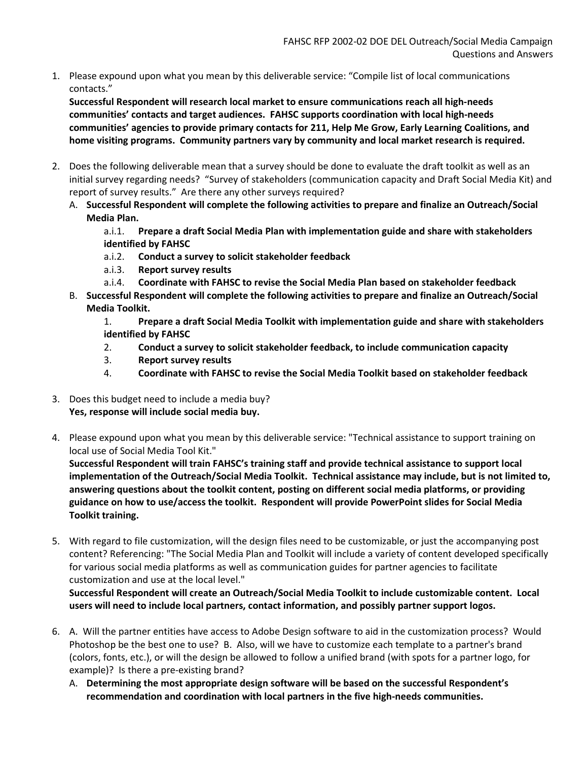FAHSC RFP 2002-02 DOE DEL Outreach/Social Media Campaign
Questions and Answers

1. Please expound upon what you mean by this deliverable service: "Compile list of local communications contacts."
   **Successful Respondent will research local market to ensure communications reach all high-needs communities' contacts and target audiences. FAHSC supports coordination with local high-needs communities' agencies to provide primary contacts for 211, Help Me Grow, Early Learning Coalitions, and home visiting programs. Community partners vary by community and local market research is required.**

2. Does the following deliverable mean that a survey should be done to evaluate the draft toolkit as well as an initial survey regarding needs? "Survey of stakeholders (communication capacity and Draft Social Media Kit) and report of survey results." Are there any other surveys required?
   A. **Successful Respondent will complete the following activities to prepare and finalize an Outreach/Social Media Plan.**
      a.i.1. **Prepare a draft Social Media Plan with implementation guide and share with stakeholders identified by FAHSC**
      a.i.2. **Conduct a survey to solicit stakeholder feedback**
      a.i.3. **Report survey results**
      a.i.4. **Coordinate with FAHSC to revise the Social Media Plan based on stakeholder feedback**
   B. **Successful Respondent will complete the following activities to prepare and finalize an Outreach/Social Media Toolkit.**
      1. **Prepare a draft Social Media Toolkit with implementation guide and share with stakeholders identified by FAHSC**
      2. **Conduct a survey to solicit stakeholder feedback, to include communication capacity**
      3. **Report survey results**
      4. **Coordinate with FAHSC to revise the Social Media Toolkit based on stakeholder feedback**

3. Does this budget need to include a media buy?
   **Yes, response will include social media buy.**

4. Please expound upon what you mean by this deliverable service: "Technical assistance to support training on local use of Social Media Tool Kit."
   **Successful Respondent will train FAHSC's training staff and provide technical assistance to support local implementation of the Outreach/Social Media Toolkit. Technical assistance may include, but is not limited to, answering questions about the toolkit content, posting on different social media platforms, or providing guidance on how to use/access the toolkit. Respondent will provide PowerPoint slides for Social Media Toolkit training.**

5. With regard to file customization, will the design files need to be customizable, or just the accompanying post content? Referencing: "The Social Media Plan and Toolkit will include a variety of content developed specifically for various social media platforms as well as communication guides for partner agencies to facilitate customization and use at the local level."
   **Successful Respondent will create an Outreach/Social Media Toolkit to include customizable content. Local users will need to include local partners, contact information, and possibly partner support logos.**

6. A. Will the partner entities have access to Adobe Design software to aid in the customization process? Would Photoshop be the best one to use? B. Also, will we have to customize each template to a partner's brand (colors, fonts, etc.), or will the design be allowed to follow a unified brand (with spots for a partner logo, for example)? Is there a pre-existing brand?
   A. **Determining the most appropriate design software will be based on the successful Respondent's recommendation and coordination with local partners in the five high-needs communities.**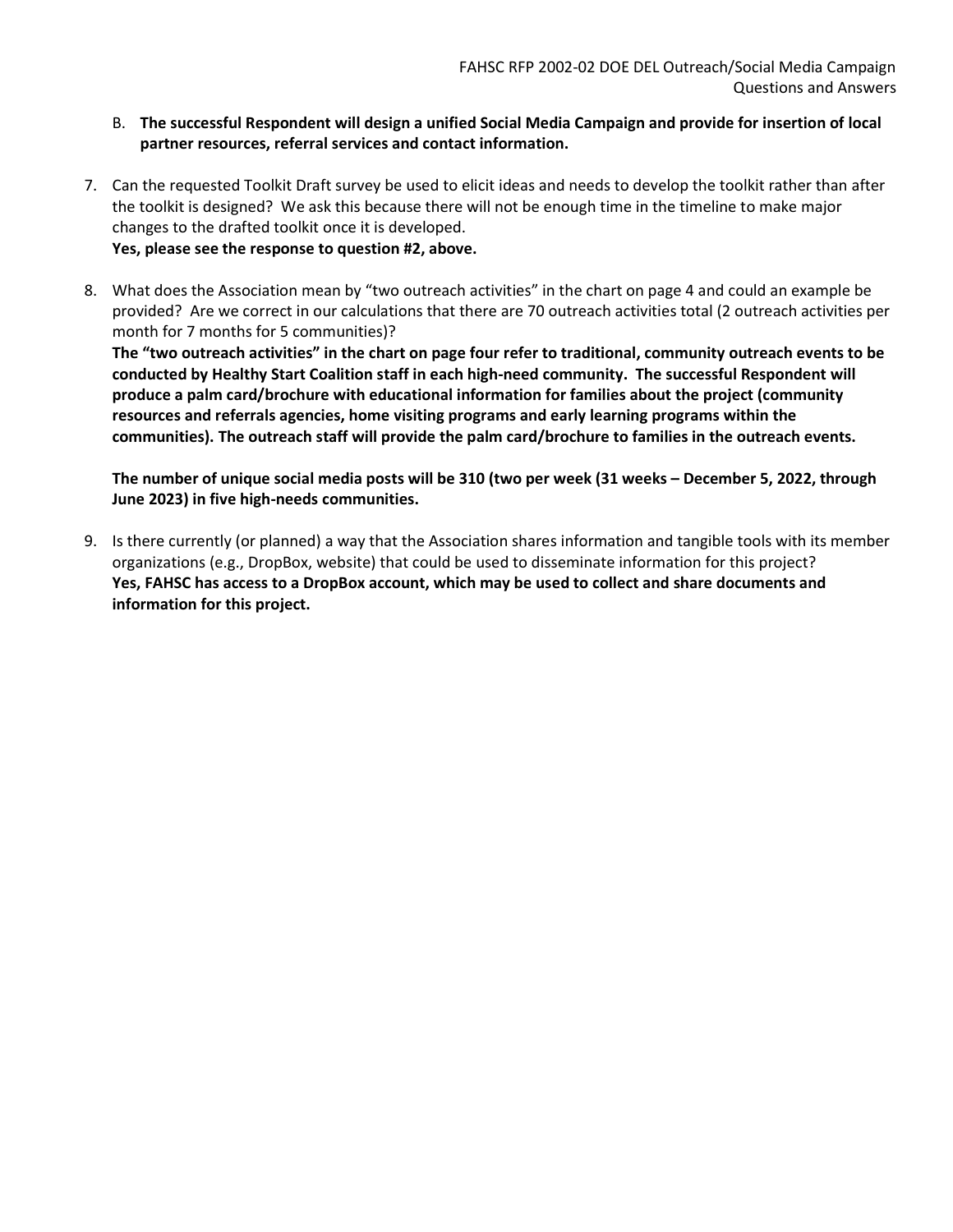B. **The successful Respondent will design a unified Social Media Campaign and provide for insertion of local partner resources, referral services and contact information.**

7. Can the requested Toolkit Draft survey be used to elicit ideas and needs to develop the toolkit rather than after the toolkit is designed? We ask this because there will not be enough time in the timeline to make major changes to the drafted toolkit once it is developed.
   **Yes, please see the response to question #2, above.**

8. What does the Association mean by "two outreach activities" in the chart on page 4 and could an example be provided? Are we correct in our calculations that there are 70 outreach activities total (2 outreach activities per month for 7 months for 5 communities)?
   **The "two outreach activities" in the chart on page four refer to traditional, community outreach events to be conducted by Healthy Start Coalition staff in each high-need community. The successful Respondent will produce a palm card/brochure with educational information for families about the project (community resources and referrals agencies, home visiting programs and early learning programs within the communities). The outreach staff will provide the palm card/brochure to families in the outreach events.**

   **The number of unique social media posts will be 310 (two per week (31 weeks – December 5, 2022, through June 2023) in five high-needs communities.**

9. Is there currently (or planned) a way that the Association shares information and tangible tools with its member organizations (e.g., DropBox, website) that could be used to disseminate information for this project?
   **Yes, FAHSC has access to a DropBox account, which may be used to collect and share documents and information for this project.**